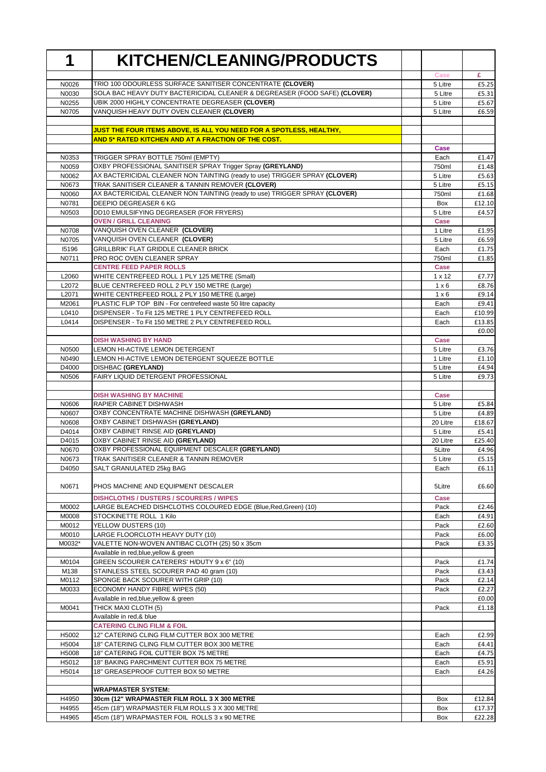| 1 | KITCHEN/CLEANING/PRODUCTS | | | |
|---|---|---|---|---|
| | | | Case | £ |
| N0026 | TRIO 100 ODOURLESS SURFACE SANITISER CONCENTRATE **(CLOVER)** | | 5 Litre | £5.25 |
| N0030 | SOLA BAC HEAVY DUTY BACTERICIDAL CLEANER & DEGREASER (FOOD SAFE) **(CLOVER)** | | 5 Litre | £5.31 |
| N0255 | UBIK 2000 HIGHLY CONCENTRATE DEGREASER **(CLOVER)** | | 5 Litre | £5.67 |
| N0705 | VANQUISH HEAVY DUTY OVEN CLEANER **(CLOVER)** | | 5 Litre | £6.59 |
| | | | | |
| | **JUST THE FOUR ITEMS ABOVE, IS ALL YOU NEED FOR A SPOTLESS, HEALTHY,** | | | |
| | **AND 5* RATED KITCHEN AND AT A FRACTION OF THE COST.** | | | |
| | | | **Case** | |
| N0353 | TRIGGER SPRAY BOTTLE 750ml (EMPTY) | | Each | £1.47 |
| N0059 | OXBY PROFESSIONAL SANITISER SPRAY Trigger Spray **(GREYLAND)** | | 750ml | £1.48 |
| N0062 | AX BACTERICIDAL CLEANER NON TAINTING (ready to use) TRIGGER SPRAY **(CLOVER)** | | 5 Litre | £5.63 |
| N0673 | TRAK SANITISER CLEANER & TANNIN REMOVER **(CLOVER)** | | 5 Litre | £5.15 |
| N0060 | AX BACTERICIDAL CLEANER NON TAINTING (ready to use) TRIGGER SPRAY **(CLOVER)** | | 750ml | £1.68 |
| N0781 | DEEPIO DEGREASER 6 KG | | Box | £12.10 |
| N0503 | DD10 EMULSIFYING DEGREASER (FOR FRYERS) | | 5 Litre | £4.57 |
| | **OVEN / GRILL CLEANING** | | **Case** | |
| N0708 | VANQUISH OVEN CLEANER **(CLOVER)** | | 1 Litre | £1.95 |
| N0705 | VANQUISH OVEN CLEANER **(CLOVER)** | | 5 Litre | £6.59 |
| I5196 | GRILLBRIK' FLAT GRIDDLE CLEANER BRICK | | Each | £1.75 |
| N0711 | PRO ROC OVEN CLEANER SPRAY | | 750ml | £1.85 |
| | **CENTRE FEED PAPER ROLLS** | | **Case** | |
| L2060 | WHITE CENTREFEED ROLL 1 PLY 125 METRE (Small) | | 1 x 12 | £7.77 |
| L2072 | BLUE CENTREFEED ROLL 2 PLY 150 METRE (Large) | | 1 x 6 | £8.76 |
| L2071 | WHITE CENTREFEED ROLL 2 PLY 150 METRE (Large) | | 1 x 6 | £9.14 |
| M2061 | PLASTIC FLIP TOP BIN - For centrefeed waste 50 litre capacity | | Each | £9.41 |
| L0410 | DISPENSER - To Fit 125 METRE 1 PLY CENTREFEED ROLL | | Each | £10.99 |
| L0414 | DISPENSER - To Fit 150 METRE 2 PLY CENTREFEED ROLL | | Each | £13.85 |
| | | | | £0.00 |
| | **DISH WASHING BY HAND** | | **Case** | |
| N0500 | LEMON HI-ACTIVE LEMON DETERGENT | | 5 Litre | £3.76 |
| N0490 | LEMON HI-ACTIVE LEMON DETERGENT SQUEEZE BOTTLE | | 1 Litre | £1.10 |
| D4000 | DISHBAC **(GREYLAND)** | | 5 Litre | £4.94 |
| N0506 | FAIRY LIQUID DETERGENT PROFESSIONAL | | 5 Litre | £9.73 |
| | | | | |
| | **DISH WASHING BY MACHINE** | | **Case** | |
| N0606 | RAPIER CABINET DISHWASH | | 5 Litre | £5.84 |
| N0607 | OXBY CONCENTRATE MACHINE DISHWASH **(GREYLAND)** | | 5 Litre | £4.89 |
| N0608 | OXBY CABINET DISHWASH **(GREYLAND)** | | 20 Litre | £18.67 |
| D4014 | OXBY CABINET RINSE AID **(GREYLAND)** | | 5 Litre | £5.41 |
| D4015 | OXBY CABINET RINSE AID **(GREYLAND)** | | 20 Litre | £25.40 |
| N0670 | OXBY PROFESSIONAL EQUIPMENT DESCALER **(GREYLAND)** | | 5Litre | £4.96 |
| N0673 | TRAK SANITISER CLEANER & TANNIN REMOVER | | 5 Litre | £5.15 |
| D4050 | SALT GRANULATED 25kg BAG | | Each | £6.11 |
| N0671 | PHOS MACHINE AND EQUIPMENT DESCALER | | 5Litre | £6.60 |
| | **DISHCLOTHS / DUSTERS / SCOURERS / WIPES** | | **Case** | |
| M0002 | LARGE BLEACHED DISHCLOTHS COLOURED EDGE (Blue,Red,Green) (10) | | Pack | £2.46 |
| M0008 | STOCKINETTE ROLL 1 Kilo | | Each | £4.91 |
| M0012 | YELLOW DUSTERS (10) | | Pack | £2.60 |
| M0010 | LARGE FLOORCLOTH HEAVY DUTY (10) | | Pack | £6.00 |
| M0032* | VALETTE NON-WOVEN ANTIBAC CLOTH (25) 50 x 35cm | | Pack | £3.35 |
| | Available in red,blue,yellow & green | | | |
| M0104 | GREEN SCOURER CATERERS' H/DUTY 9 x 6" (10) | | Pack | £1.74 |
| M138 | STAINLESS STEEL SCOURER PAD 40 gram (10) | | Pack | £3.43 |
| M0112 | SPONGE BACK SCOURER WITH GRIP (10) | | Pack | £2.14 |
| M0033 | ECONOMY HANDY FIBRE WIPES (50) | | Pack | £2.27 |
| | Available in red,blue,yellow & green | | | £0.00 |
| M0041 | THICK MAXI CLOTH (5) | | Pack | £1.18 |
| | Available in red,& blue | | | |
| | **CATERING CLING FILM & FOIL** | | | |
| H5002 | 12" CATERING CLING FILM CUTTER BOX 300 METRE | | Each | £2.99 |
| H5004 | 18" CATERING CLING FILM CUTTER BOX 300 METRE | | Each | £4.41 |
| H5008 | 18" CATERING FOIL CUTTER BOX 75 METRE | | Each | £4.75 |
| H5012 | 18" BAKING PARCHMENT CUTTER BOX 75 METRE | | Each | £5.91 |
| H5014 | 18" GREASEPROOF CUTTER BOX 50 METRE | | Each | £4.26 |
| | | | | |
| | **WRAPMASTER SYSTEM:** | | | |
| H4950 | **30cm (12" WRAPMASTER FILM ROLL 3 X 300 METRE** | | Box | £12.84 |
| H4955 | 45cm (18") WRAPMASTER FILM ROLLS 3 X 300 METRE | | Box | £17.37 |
| H4965 | 45cm (18") WRAPMASTER FOIL ROLLS 3 x 90 METRE | | Box | £22.28 |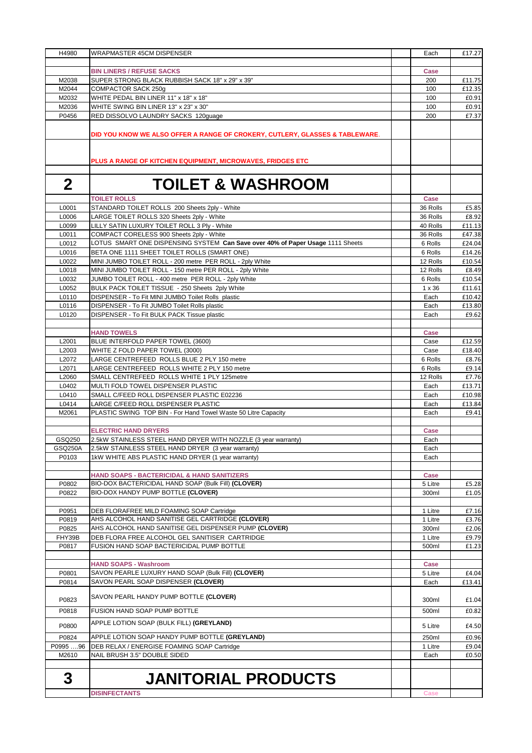| | | | | |
|---|---|---|---|---|
| H4980 | WRAPMASTER 45CM DISPENSER | | Each | £17.27 |
| | | | | |
| | **BIN LINERS / REFUSE SACKS** | | **Case** | |
| M2038 | SUPER STRONG BLACK RUBBISH SACK 18" x 29" x 39" | | 200 | £11.75 |
| M2044 | COMPACTOR SACK 250g | | 100 | £12.35 |
| M2032 | WHITE PEDAL BIN LINER 11" x 18" x 18" | | 100 | £0.91 |
| M2036 | WHITE SWING BIN LINER 13" x 23" x 30" | | 100 | £0.91 |
| P0456 | RED DISSOLVO LAUNDRY SACKS 120guage | | 200 | £7.37 |
| | **DID YOU KNOW WE ALSO OFFER A RANGE OF CROKERY, CUTLERY, GLASSES & TABLEWARE**. | | | |
| | **PLUS A RANGE OF KITCHEN EQUIPMENT, MICROWAVES, FRIDGES ETC** | | | |
| | | | | |
| **2** | **TOILET & WASHROOM** | | | |
| | **TOILET ROLLS** | | **Case** | |
| L0001 | STANDARD TOILET ROLLS 200 Sheets 2ply - White | | 36 Rolls | £5.85 |
| L0006 | LARGE TOILET ROLLS 320 Sheets 2ply - White | | 36 Rolls | £8.92 |
| L0099 | LILLY SATIN LUXURY TOILET ROLL 3 Ply - White | | 40 Rolls | £11.13 |
| L0011 | COMPACT CORELESS 900 Sheets 2ply - White | | 36 Rolls | £47.38 |
| L0012 | LOTUS SMART ONE DISPENSING SYSTEM **Can Save over 40% of Paper Usage** 1111 Sheets | | 6 Rolls | £24.04 |
| L0016 | BETA ONE 1111 SHEET TOILET ROLLS (SMART ONE) | | 6 Rolls | £14.26 |
| L0022 | MINI JUMBO TOILET ROLL - 200 metre PER ROLL - 2ply White | | 12 Rolls | £10.54 |
| L0018 | MINI JUMBO TOILET ROLL - 150 metre PER ROLL - 2ply White | | 12 Rolls | £8.49 |
| L0032 | JUMBO TOILET ROLL - 400 metre PER ROLL - 2ply White | | 6 Rolls | £10.54 |
| L0052 | BULK PACK TOILET TISSUE - 250 Sheets 2ply White | | 1 x 36 | £11.61 |
| L0110 | DISPENSER - To Fit MINI JUMBO Toilet Rolls plastic | | Each | £10.42 |
| L0116 | DISPENSER - To Fit JUMBO Toilet Rolls plastic | | Each | £13.80 |
| L0120 | DISPENSER - To Fit BULK PACK Tissue plastic | | Each | £9.62 |
| | | | | |
| | **HAND TOWELS** | | **Case** | |
| L2001 | BLUE INTERFOLD PAPER TOWEL (3600) | | Case | £12.59 |
| L2003 | WHITE Z FOLD PAPER TOWEL (3000) | | Case | £18.40 |
| L2072 | LARGE CENTREFEED ROLLS BLUE 2 PLY 150 metre | | 6 Rolls | £8.76 |
| L2071 | LARGE CENTREFEED ROLLS WHITE 2 PLY 150 metre | | 6 Rolls | £9.14 |
| L2060 | SMALL CENTREFEED ROLLS WHITE 1 PLY 125metre | | 12 Rolls | £7.76 |
| L0402 | MULTI FOLD TOWEL DISPENSER PLASTIC | | Each | £13.71 |
| L0410 | SMALL C/FEED ROLL DISPENSER PLASTIC E02236 | | Each | £10.98 |
| L0414 | LARGE C/FEED ROLL DISPENSER PLASTIC | | Each | £13.84 |
| M2061 | PLASTIC SWING TOP BIN - For Hand Towel Waste 50 Litre Capacity | | Each | £9.41 |
| | | | | |
| | **ELECTRIC HAND DRYERS** | | **Case** | |
| GSQ250 | 2.5kW STAINLESS STEEL HAND DRYER WITH NOZZLE (3 year warranty) | | Each | |
| GSQ250A | 2.5kW STAINLESS STEEL HAND DRYER (3 year warranty) | | Each | |
| P0103 | 1kW WHITE ABS PLASTIC HAND DRYER (1 year warranty) | | Each | |
| | | | | |
| | **HAND SOAPS - BACTERICIDAL & HAND SANITIZERS** | | **Case** | |
| P0802 | BIO-DOX BACTERICIDAL HAND SOAP (Bulk Fill) **(CLOVER)** | | 5 Litre | £5.28 |
| P0822 | BIO-DOX HANDY PUMP BOTTLE **(CLOVER)** | | 300ml | £1.05 |
| | | | | |
| P0951 | DEB FLORAFREE MILD FOAMING SOAP Cartridge | | 1 Litre | £7.16 |
| P0819 | AHS ALCOHOL HAND SANITISE GEL CARTRIDGE **(CLOVER)** | | 1 Litre | £3.76 |
| P0825 | AHS ALCOHOL HAND SANITISE GEL DISPENSER PUMP **(CLOVER)** | | 300ml | £2.06 |
| FHY39B | DEB FLORA FREE ALCOHOL GEL SANITISER CARTRIDGE | | 1 Litre | £9.79 |
| P0817 | FUSION HAND SOAP BACTERICIDAL PUMP BOTTLE | | 500ml | £1.23 |
| | | | | |
| | **HAND SOAPS - Washroom** | | **Case** | |
| P0801 | SAVON PEARLE LUXURY HAND SOAP (Bulk Fill) **(CLOVER)** | | 5 Litre | £4.04 |
| P0814 | SAVON PEARL SOAP DISPENSER **(CLOVER)** | | Each | £13.41 |
| P0823 | SAVON PEARL HANDY PUMP BOTTLE **(CLOVER)** | | 300ml | £1.04 |
| P0818 | FUSION HAND SOAP PUMP BOTTLE | | 500ml | £0.82 |
| P0800 | APPLE LOTION SOAP (BULK FILL) **(GREYLAND)** | | 5 Litre | £4.50 |
| P0824 | APPLE LOTION SOAP HANDY PUMP BOTTLE **(GREYLAND)** | | 250ml | £0.96 |
| P0995 ….96 | DEB RELAX / ENERGISE FOAMING SOAP Cartridge | | 1 Litre | £9.04 |
| M2610 | NAIL BRUSH 3.5" DOUBLE SIDED | | Each | £0.50 |
| | | | | |
| **3** | **JANITORIAL PRODUCTS** | | | |
| | **DISINFECTANTS** | | **Case** | |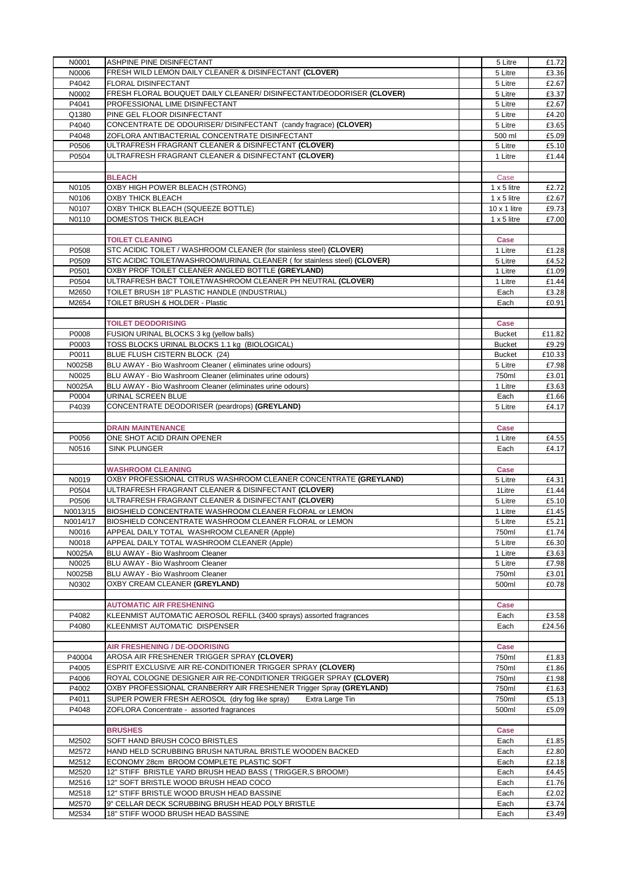| Code | Description | | Size | Price |
|---|---|---|---|---|
| N0001 | ASHPINE PINE DISINFECTANT | | 5 Litre | £1.72 |
| N0006 | FRESH WILD LEMON DAILY CLEANER & DISINFECTANT **(CLOVER)** | | 5 Litre | £3.36 |
| P4042 | FLORAL DISINFECTANT | | 5 Litre | £2.67 |
| N0002 | FRESH FLORAL BOUQUET DAILY CLEANER/ DISINFECTANT/DEODORISER **(CLOVER)** | | 5 Litre | £3.37 |
| P4041 | PROFESSIONAL LIME DISINFECTANT | | 5 Litre | £2.67 |
| Q1380 | PINE GEL FLOOR DISINFECTANT | | 5 Litre | £4.20 |
| P4040 | CONCENTRATE DE ODOURISER/ DISINFECTANT (candy fragrace) **(CLOVER)** | | 5 Litre | £3.65 |
| P4048 | ZOFLORA ANTIBACTERIAL CONCENTRATE DISINFECTANT | | 500 ml | £5.09 |
| P0506 | ULTRAFRESH FRAGRANT CLEANER & DISINFECTANT **(CLOVER)** | | 5 Litre | £5.10 |
| P0504 | ULTRAFRESH FRAGRANT CLEANER & DISINFECTANT **(CLOVER)** | | 1 Litre | £1.44 |
| | | | | |
| | **BLEACH** | | Case | |
| N0105 | OXBY HIGH POWER BLEACH (STRONG) | | 1 x 5 litre | £2.72 |
| N0106 | OXBY THICK BLEACH | | 1 x 5 litre | £2.67 |
| N0107 | OXBY THICK BLEACH (SQUEEZE BOTTLE) | | 10 x 1 litre | £9.73 |
| N0110 | DOMESTOS THICK BLEACH | | 1 x 5 litre | £7.00 |
| | | | | |
| | **TOILET CLEANING** | | **Case** | |
| P0508 | STC ACIDIC TOILET / WASHROOM CLEANER (for stainless steel) **(CLOVER)** | | 1 Litre | £1.28 |
| P0509 | STC ACIDIC TOILET/WASHROOM/URINAL CLEANER ( for stainless steel) **(CLOVER)** | | 5 Litre | £4.52 |
| P0501 | OXBY PROF TOILET CLEANER ANGLED BOTTLE **(GREYLAND)** | | 1 Litre | £1.09 |
| P0504 | ULTRAFRESH BACT TOILET/WASHROOM CLEANER PH NEUTRAL **(CLOVER)** | | 1 Litre | £1.44 |
| M2650 | TOILET BRUSH 18" PLASTIC HANDLE (INDUSTRIAL) | | Each | £3.28 |
| M2654 | TOILET BRUSH & HOLDER - Plastic | | Each | £0.91 |
| | | | | |
| | **TOILET DEODORISING** | | **Case** | |
| P0008 | FUSION URINAL BLOCKS 3 kg (yellow balls) | | Bucket | £11.82 |
| P0003 | TOSS BLOCKS URINAL BLOCKS 1.1 kg (BIOLOGICAL) | | Bucket | £9.29 |
| P0011 | BLUE FLUSH CISTERN BLOCK (24) | | Bucket | £10.33 |
| N0025B | BLU AWAY - Bio Washroom Cleaner ( eliminates urine odours) | | 5 Litre | £7.98 |
| N0025 | BLU AWAY - Bio Washroom Cleaner (eliminates urine odours) | | 750ml | £3.01 |
| N0025A | BLU AWAY - Bio Washroom Cleaner (eliminates urine odours) | | 1 Litre | £3.63 |
| P0004 | URINAL SCREEN BLUE | | Each | £1.66 |
| P4039 | CONCENTRATE DEODORISER (peardrops) **(GREYLAND)** | | 5 Litre | £4.17 |
| | | | | |
| | **DRAIN MAINTENANCE** | | **Case** | |
| P0056 | ONE SHOT ACID DRAIN OPENER | | 1 Litre | £4.55 |
| N0516 | SINK PLUNGER | | Each | £4.17 |
| | | | | |
| | **WASHROOM CLEANING** | | **Case** | |
| N0019 | OXBY PROFESSIONAL CITRUS WASHROOM CLEANER CONCENTRATE **(GREYLAND)** | | 5 Litre | £4.31 |
| P0504 | ULTRAFRESH FRAGRANT CLEANER & DISINFECTANT **(CLOVER)** | | 1Litre | £1.44 |
| P0506 | ULTRAFRESH FRAGRANT CLEANER & DISINFECTANT **(CLOVER)** | | 5 Litre | £5.10 |
| N0013/15 | BIOSHIELD CONCENTRATE WASHROOM CLEANER FLORAL or LEMON | | 1 Litre | £1.45 |
| N0014/17 | BIOSHIELD CONCENTRATE WASHROOM CLEANER FLORAL or LEMON | | 5 Litre | £5.21 |
| N0016 | APPEAL DAILY TOTAL WASHROOM CLEANER (Apple) | | 750ml | £1.74 |
| N0018 | APPEAL DAILY TOTAL WASHROOM CLEANER (Apple) | | 5 Litre | £6.30 |
| N0025A | BLU AWAY - Bio Washroom Cleaner | | 1 Litre | £3.63 |
| N0025 | BLU AWAY - Bio Washroom Cleaner | | 5 Litre | £7.98 |
| N0025B | BLU AWAY - Bio Washroom Cleaner | | 750ml | £3.01 |
| N0302 | OXBY CREAM CLEANER **(GREYLAND)** | | 500ml | £0.78 |
| | | | | |
| | **AUTOMATIC AIR FRESHENING** | | **Case** | |
| P4082 | KLEENMIST AUTOMATIC AEROSOL REFILL (3400 sprays) assorted fragrances | | Each | £3.58 |
| P4080 | KLEENMIST AUTOMATIC DISPENSER | | Each | £24.56 |
| | | | | |
| | **AIR FRESHENING / DE-ODORISING** | | **Case** | |
| P40004 | AROSA AIR FRESHENER TRIGGER SPRAY **(CLOVER)** | | 750ml | £1.83 |
| P4005 | ESPRIT EXCLUSIVE AIR RE-CONDITIONER TRIGGER SPRAY **(CLOVER)** | | 750ml | £1.86 |
| P4006 | ROYAL COLOGNE DESIGNER AIR RE-CONDITIONER TRIGGER SPRAY **(CLOVER)** | | 750ml | £1.98 |
| P4002 | OXBY PROFESSIONAL CRANBERRY AIR FRESHENER Trigger Spray **(GREYLAND)** | | 750ml | £1.63 |
| P4011 | SUPER POWER FRESH AEROSOL (dry fog like spray) Extra Large Tin | | 750ml | £5.13 |
| P4048 | ZOFLORA Concentrate - assorted fragrances | | 500ml | £5.09 |
| | | | | |
| | **BRUSHES** | | **Case** | |
| M2502 | SOFT HAND BRUSH COCO BRISTLES | | Each | £1.85 |
| M2572 | HAND HELD SCRUBBING BRUSH NATURAL BRISTLE WOODEN BACKED | | Each | £2.80 |
| M2512 | ECONOMY 28cm BROOM COMPLETE PLASTIC SOFT | | Each | £2.18 |
| M2520 | 12" STIFF BRISTLE YARD BRUSH HEAD BASS ( TRIGGER,S BROOM!) | | Each | £4.45 |
| M2516 | 12" SOFT BRISTLE WOOD BRUSH HEAD COCO | | Each | £1.76 |
| M2518 | 12" STIFF BRISTLE WOOD BRUSH HEAD BASSINE | | Each | £2.02 |
| M2570 | 9" CELLAR DECK SCRUBBING BRUSH HEAD POLY BRISTLE | | Each | £3.74 |
| M2534 | 18" STIFF WOOD BRUSH HEAD BASSINE | | Each | £3.49 |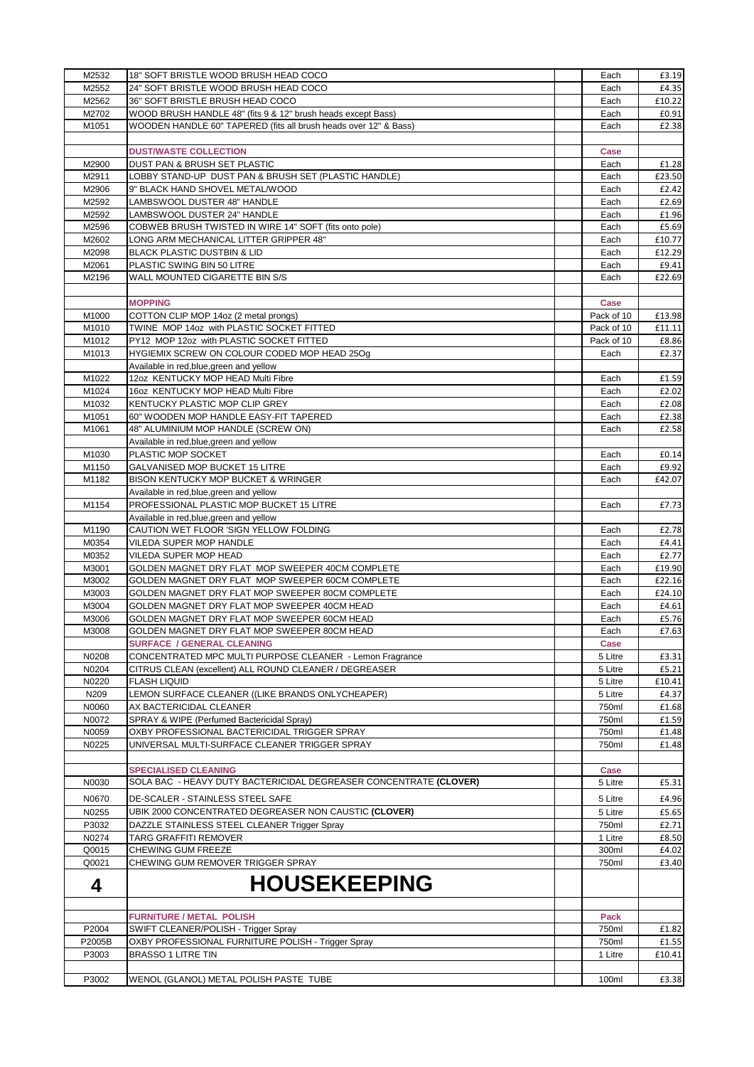| | | | | |
|---|---|---|---|---|
| M2532 | 18" SOFT BRISTLE WOOD BRUSH HEAD COCO | | Each | £3.19 |
| M2552 | 24" SOFT BRISTLE WOOD BRUSH HEAD COCO | | Each | £4.35 |
| M2562 | 36" SOFT BRISTLE BRUSH HEAD COCO | | Each | £10.22 |
| M2702 | WOOD BRUSH HANDLE 48" (fits 9 & 12" brush heads except Bass) | | Each | £0.91 |
| M1051 | WOODEN HANDLE 60" TAPERED (fits all brush heads over 12" & Bass) | | Each | £2.38 |
| | | | | |
| | **DUST/WASTE COLLECTION** | | **Case** | |
| M2900 | DUST PAN & BRUSH SET PLASTIC | | Each | £1.28 |
| M2911 | LOBBY STAND-UP DUST PAN & BRUSH SET (PLASTIC HANDLE) | | Each | £23.50 |
| M2906 | 9" BLACK HAND SHOVEL METAL/WOOD | | Each | £2.42 |
| M2592 | LAMBSWOOL DUSTER 48" HANDLE | | Each | £2.69 |
| M2592 | LAMBSWOOL DUSTER 24" HANDLE | | Each | £1.96 |
| M2596 | COBWEB BRUSH TWISTED IN WIRE 14" SOFT (fits onto pole) | | Each | £5.69 |
| M2602 | LONG ARM MECHANICAL LITTER GRIPPER 48" | | Each | £10.77 |
| M2098 | BLACK PLASTIC DUSTBIN & LID | | Each | £12.29 |
| M2061 | PLASTIC SWING BIN 50 LITRE | | Each | £9.41 |
| M2196 | WALL MOUNTED CIGARETTE BIN S/S | | Each | £22.69 |
| | | | | |
| | **MOPPING** | | **Case** | |
| M1000 | COTTON CLIP MOP 14oz (2 metal prongs) | | Pack of 10 | £13.98 |
| M1010 | TWINE MOP 14oz with PLASTIC SOCKET FITTED | | Pack of 10 | £11.11 |
| M1012 | PY12 MOP 12oz with PLASTIC SOCKET FITTED | | Pack of 10 | £8.86 |
| M1013 | HYGIEMIX SCREW ON COLOUR CODED MOP HEAD 250g | | Each | £2.37 |
| | Available in red,blue,green and yellow | | | |
| M1022 | 12oz KENTUCKY MOP HEAD Multi Fibre | | Each | £1.59 |
| M1024 | 16oz KENTUCKY MOP HEAD Multi Fibre | | Each | £2.02 |
| M1032 | KENTUCKY PLASTIC MOP CLIP GREY | | Each | £2.08 |
| M1051 | 60" WOODEN MOP HANDLE EASY-FIT TAPERED | | Each | £2.38 |
| M1061 | 48" ALUMINIUM MOP HANDLE (SCREW ON) | | Each | £2.58 |
| | Available in red,blue,green and yellow | | | |
| M1030 | PLASTIC MOP SOCKET | | Each | £0.14 |
| M1150 | GALVANISED MOP BUCKET 15 LITRE | | Each | £9.92 |
| M1182 | BISON KENTUCKY MOP BUCKET & WRINGER | | Each | £42.07 |
| | Available in red,blue,green and yellow | | | |
| M1154 | PROFESSIONAL PLASTIC MOP BUCKET 15 LITRE | | Each | £7.73 |
| | Available in red,blue,green and yellow | | | |
| M1190 | CAUTION WET FLOOR 'SIGN YELLOW FOLDING | | Each | £2.78 |
| M0354 | VILEDA SUPER MOP HANDLE | | Each | £4.41 |
| M0352 | VILEDA SUPER MOP HEAD | | Each | £2.77 |
| M3001 | GOLDEN MAGNET DRY FLAT MOP SWEEPER 40CM COMPLETE | | Each | £19.90 |
| M3002 | GOLDEN MAGNET DRY FLAT MOP SWEEPER 60CM COMPLETE | | Each | £22.16 |
| M3003 | GOLDEN MAGNET DRY FLAT MOP SWEEPER 80CM COMPLETE | | Each | £24.10 |
| M3004 | GOLDEN MAGNET DRY FLAT MOP SWEEPER 40CM HEAD | | Each | £4.61 |
| M3006 | GOLDEN MAGNET DRY FLAT MOP SWEEPER 60CM HEAD | | Each | £5.76 |
| M3008 | GOLDEN MAGNET DRY FLAT MOP SWEEPER 80CM HEAD | | Each | £7.63 |
| | **SURFACE / GENERAL CLEANING** | | **Case** | |
| N0208 | CONCENTRATED MPC MULTI PURPOSE CLEANER - Lemon Fragrance | | 5 Litre | £3.31 |
| N0204 | CITRUS CLEAN (excellent) ALL ROUND CLEANER / DEGREASER | | 5 Litre | £5.21 |
| N0220 | FLASH LIQUID | | 5 Litre | £10.41 |
| N209 | LEMON SURFACE CLEANER ((LIKE BRANDS ONLYCHEAPER) | | 5 Litre | £4.37 |
| N0060 | AX BACTERICIDAL CLEANER | | 750ml | £1.68 |
| N0072 | SPRAY & WIPE (Perfumed Bactericidal Spray) | | 750ml | £1.59 |
| N0059 | OXBY PROFESSIONAL BACTERICIDAL TRIGGER SPRAY | | 750ml | £1.48 |
| N0225 | UNIVERSAL MULTI-SURFACE CLEANER TRIGGER SPRAY | | 750ml | £1.48 |
| | | | | |
| | **SPECIALISED CLEANING** | | **Case** | |
| N0030 | SOLA BAC - HEAVY DUTY BACTERICIDAL DEGREASER CONCENTRATE **(CLOVER)** | | 5 Litre | £5.31 |
| N0670 | DE-SCALER - STAINLESS STEEL SAFE | | 5 Litre | £4.96 |
| N0255 | UBIK 2000 CONCENTRATED DEGREASER NON CAUSTIC **(CLOVER)** | | 5 Litre | £5.65 |
| P3032 | DAZZLE STAINLESS STEEL CLEANER Trigger Spray | | 750ml | £2.71 |
| N0274 | TARG GRAFFITI REMOVER | | 1 Litre | £8.50 |
| Q0015 | CHEWING GUM FREEZE | | 300ml | £4.02 |
| Q0021 | CHEWING GUM REMOVER TRIGGER SPRAY | | 750ml | £3.40 |
| **4** | **HOUSEKEEPING** | | | |
| | | | | |
| | **FURNITURE / METAL POLISH** | | **Pack** | |
| P2004 | SWIFT CLEANER/POLISH - Trigger Spray | | 750ml | £1.82 |
| P2005B | OXBY PROFESSIONAL FURNITURE POLISH - Trigger Spray | | 750ml | £1.55 |
| P3003 | BRASSO 1 LITRE TIN | | 1 Litre | £10.41 |
| | | | | |
| P3002 | WENOL (GLANOL) METAL POLISH PASTE TUBE | | 100ml | £3.38 |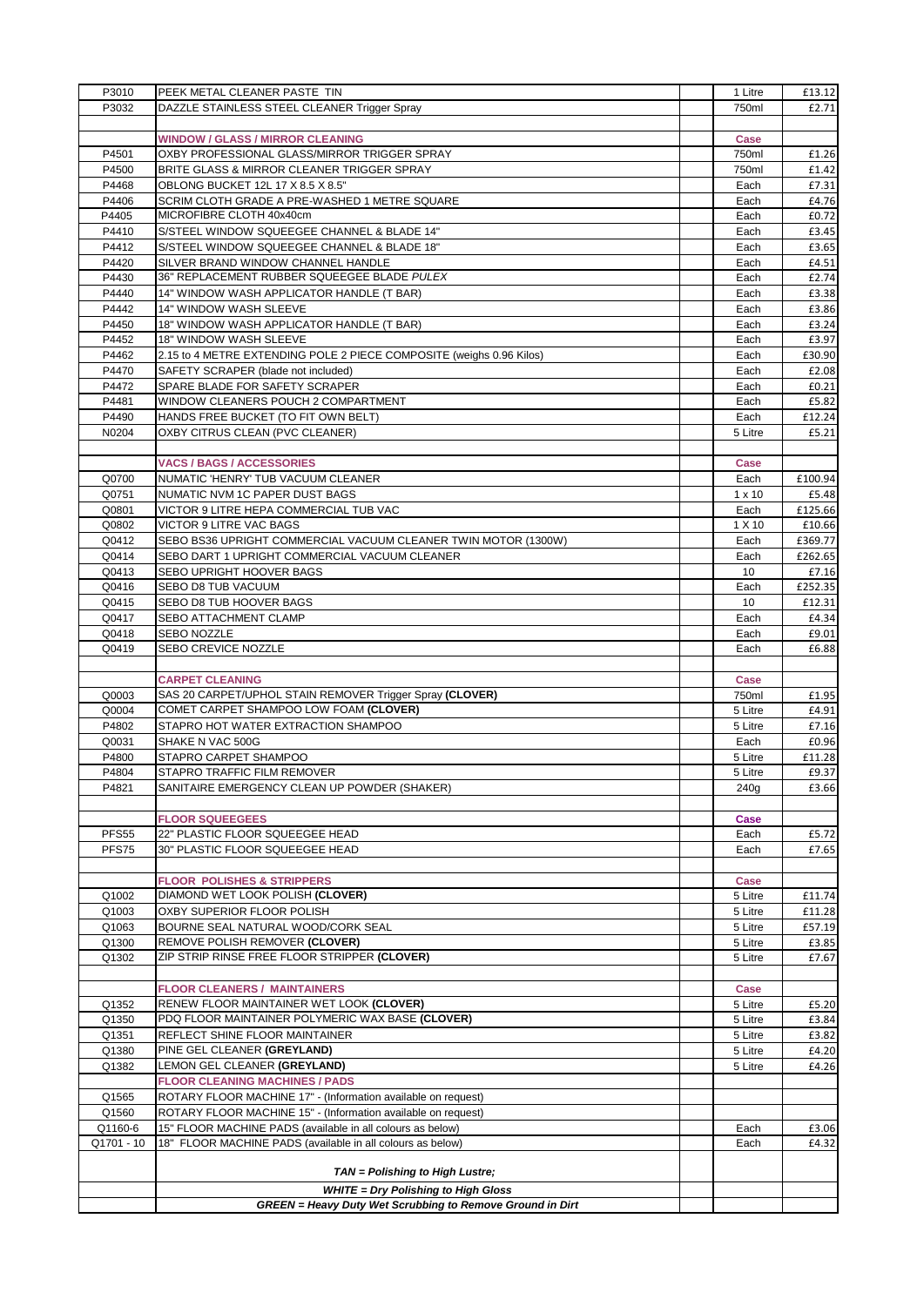| | | | | |
|---|---|---|---|---|
| P3010 | PEEK METAL CLEANER PASTE TIN | | 1 Litre | £13.12 |
| P3032 | DAZZLE STAINLESS STEEL CLEANER Trigger Spray | | 750ml | £2.71 |
| | | | | |
| | **WINDOW / GLASS / MIRROR CLEANING** | | **Case** | |
| P4501 | OXBY PROFESSIONAL GLASS/MIRROR TRIGGER SPRAY | | 750ml | £1.26 |
| P4500 | BRITE GLASS & MIRROR CLEANER TRIGGER SPRAY | | 750ml | £1.42 |
| P4468 | OBLONG BUCKET 12L 17 X 8.5 X 8.5" | | Each | £7.31 |
| P4406 | SCRIM CLOTH GRADE A PRE-WASHED 1 METRE SQUARE | | Each | £4.76 |
| P4405 | MICROFIBRE CLOTH 40x40cm | | Each | £0.72 |
| P4410 | S/STEEL WINDOW SQUEEGEE CHANNEL & BLADE 14" | | Each | £3.45 |
| P4412 | S/STEEL WINDOW SQUEEGEE CHANNEL & BLADE 18" | | Each | £3.65 |
| P4420 | SILVER BRAND WINDOW CHANNEL HANDLE | | Each | £4.51 |
| P4430 | 36" REPLACEMENT RUBBER SQUEEGEE BLADE *PULEX* | | Each | £2.74 |
| P4440 | 14" WINDOW WASH APPLICATOR HANDLE (T BAR) | | Each | £3.38 |
| P4442 | 14" WINDOW WASH SLEEVE | | Each | £3.86 |
| P4450 | 18" WINDOW WASH APPLICATOR HANDLE (T BAR) | | Each | £3.24 |
| P4452 | 18" WINDOW WASH SLEEVE | | Each | £3.97 |
| P4462 | 2.15 to 4 METRE EXTENDING POLE 2 PIECE COMPOSITE (weighs 0.96 Kilos) | | Each | £30.90 |
| P4470 | SAFETY SCRAPER (blade not included) | | Each | £2.08 |
| P4472 | SPARE BLADE FOR SAFETY SCRAPER | | Each | £0.21 |
| P4481 | WINDOW CLEANERS POUCH 2 COMPARTMENT | | Each | £5.82 |
| P4490 | HANDS FREE BUCKET (TO FIT OWN BELT) | | Each | £12.24 |
| N0204 | OXBY CITRUS CLEAN (PVC CLEANER) | | 5 Litre | £5.21 |
| | | | | |
| | **VACS / BAGS / ACCESSORIES** | | **Case** | |
| Q0700 | NUMATIC 'HENRY' TUB VACUUM CLEANER | | Each | £100.94 |
| Q0751 | NUMATIC NVM 1C PAPER DUST BAGS | | 1 x 10 | £5.48 |
| Q0801 | VICTOR 9 LITRE HEPA COMMERCIAL TUB VAC | | Each | £125.66 |
| Q0802 | VICTOR 9 LITRE VAC BAGS | | 1 X 10 | £10.66 |
| Q0412 | SEBO BS36 UPRIGHT COMMERCIAL VACUUM CLEANER TWIN MOTOR (1300W) | | Each | £369.77 |
| Q0414 | SEBO DART 1 UPRIGHT COMMERCIAL VACUUM CLEANER | | Each | £262.65 |
| Q0413 | SEBO UPRIGHT HOOVER BAGS | | 10 | £7.16 |
| Q0416 | SEBO D8 TUB VACUUM | | Each | £252.35 |
| Q0415 | SEBO D8 TUB HOOVER BAGS | | 10 | £12.31 |
| Q0417 | SEBO ATTACHMENT CLAMP | | Each | £4.34 |
| Q0418 | SEBO NOZZLE | | Each | £9.01 |
| Q0419 | SEBO CREVICE NOZZLE | | Each | £6.88 |
| | | | | |
| | **CARPET CLEANING** | | **Case** | |
| Q0003 | SAS 20 CARPET/UPHOL STAIN REMOVER Trigger Spray **(CLOVER)** | | 750ml | £1.95 |
| Q0004 | COMET CARPET SHAMPOO LOW FOAM **(CLOVER)** | | 5 Litre | £4.91 |
| P4802 | STAPRO HOT WATER EXTRACTION SHAMPOO | | 5 Litre | £7.16 |
| Q0031 | SHAKE N VAC 500G | | Each | £0.96 |
| P4800 | STAPRO CARPET SHAMPOO | | 5 Litre | £11.28 |
| P4804 | STAPRO TRAFFIC FILM REMOVER | | 5 Litre | £9.37 |
| P4821 | SANITAIRE EMERGENCY CLEAN UP POWDER (SHAKER) | | 240g | £3.66 |
| | | | | |
| | **FLOOR SQUEEGEES** | | **Case** | |
| PFS55 | 22" PLASTIC FLOOR SQUEEGEE HEAD | | Each | £5.72 |
| PFS75 | 30" PLASTIC FLOOR SQUEEGEE HEAD | | Each | £7.65 |
| | | | | |
| | **FLOOR POLISHES & STRIPPERS** | | **Case** | |
| Q1002 | DIAMOND WET LOOK POLISH **(CLOVER)** | | 5 Litre | £11.74 |
| Q1003 | OXBY SUPERIOR FLOOR POLISH | | 5 Litre | £11.28 |
| Q1063 | BOURNE SEAL NATURAL WOOD/CORK SEAL | | 5 Litre | £57.19 |
| Q1300 | REMOVE POLISH REMOVER **(CLOVER)** | | 5 Litre | £3.85 |
| Q1302 | ZIP STRIP RINSE FREE FLOOR STRIPPER **(CLOVER)** | | 5 Litre | £7.67 |
| | | | | |
| | **FLOOR CLEANERS / MAINTAINERS** | | **Case** | |
| Q1352 | RENEW FLOOR MAINTAINER WET LOOK **(CLOVER)** | | 5 Litre | £5.20 |
| Q1350 | PDQ FLOOR MAINTAINER POLYMERIC WAX BASE **(CLOVER)** | | 5 Litre | £3.84 |
| Q1351 | REFLECT SHINE FLOOR MAINTAINER | | 5 Litre | £3.82 |
| Q1380 | PINE GEL CLEANER **(GREYLAND)** | | 5 Litre | £4.20 |
| Q1382 | LEMON GEL CLEANER **(GREYLAND)** | | 5 Litre | £4.26 |
| | **FLOOR CLEANING MACHINES / PADS** | | | |
| Q1565 | ROTARY FLOOR MACHINE 17" - (Information available on request) | | | |
| Q1560 | ROTARY FLOOR MACHINE 15" - (Information available on request) | | | |
| Q1160-6 | 15" FLOOR MACHINE PADS (available in all colours as below) | | Each | £3.06 |
| Q1701 - 10 | 18" FLOOR MACHINE PADS (available in all colours as below) | | Each | £4.32 |
| | | | | |
| | ***TAN = Polishing to High Lustre;*** | | | |
| | ***WHITE = Dry Polishing to High Gloss*** | | | |
| | ***GREEN = Heavy Duty Wet Scrubbing to Remove Ground in Dirt*** | | | |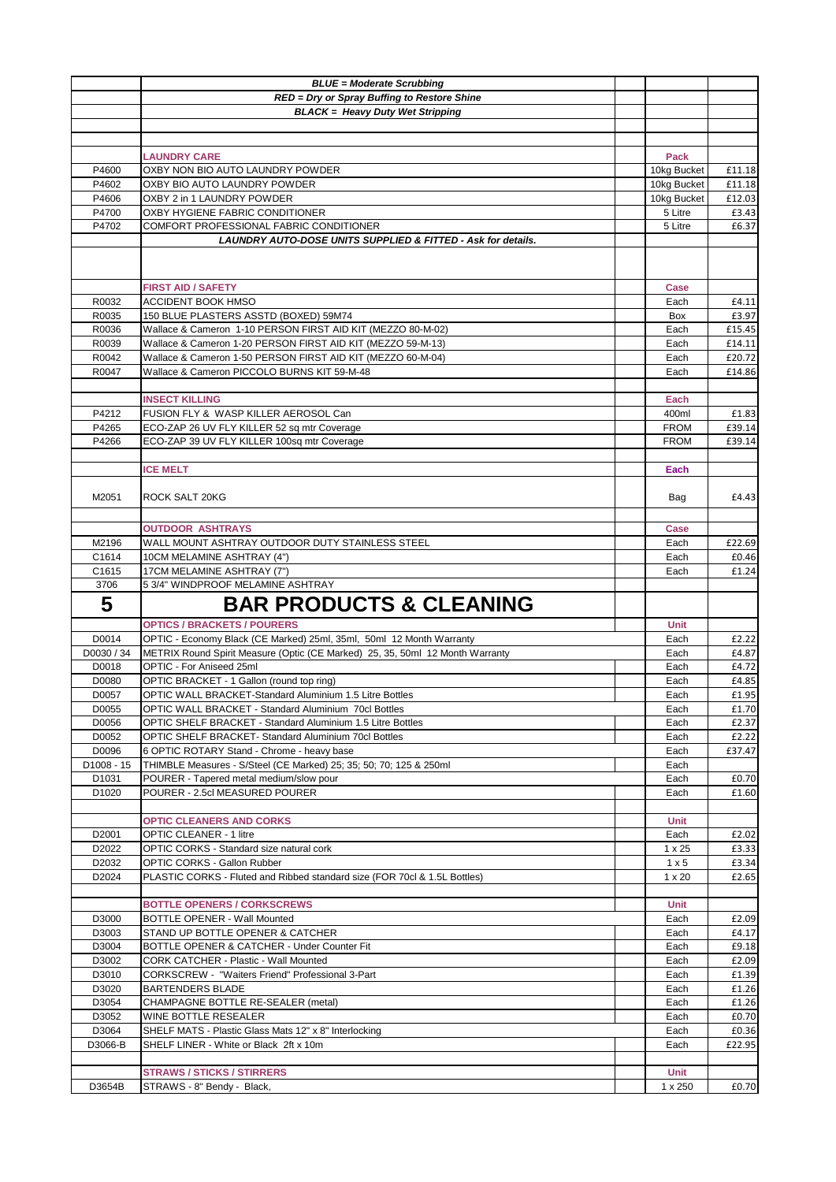| | | | | |
|---|---|---|---|---|
| | ***BLUE = Moderate Scrubbing*** | | | |
| | ***RED = Dry or Spray Buffing to Restore Shine*** | | | |
| | ***BLACK = Heavy Duty Wet Stripping*** | | | |
| | | | | |
| | | | | |
| | **LAUNDRY CARE** | | **Pack** | |
| P4600 | OXBY NON BIO AUTO LAUNDRY POWDER | | 10kg Bucket | £11.18 |
| P4602 | OXBY BIO AUTO LAUNDRY POWDER | | 10kg Bucket | £11.18 |
| P4606 | OXBY 2 in 1 LAUNDRY POWDER | | 10kg Bucket | £12.03 |
| P4700 | OXBY HYGIENE FABRIC CONDITIONER | | 5 Litre | £3.43 |
| P4702 | COMFORT PROFESSIONAL FABRIC CONDITIONER | | 5 Litre | £6.37 |
| | ***LAUNDRY AUTO-DOSE UNITS SUPPLIED & FITTED - Ask for details.*** | | | |
| | | | | |
| | **FIRST AID / SAFETY** | | **Case** | |
| R0032 | ACCIDENT BOOK HMSO | | Each | £4.11 |
| R0035 | 150 BLUE PLASTERS ASSTD (BOXED) 59M74 | | Box | £3.97 |
| R0036 | Wallace & Cameron 1-10 PERSON FIRST AID KIT (MEZZO 80-M-02) | | Each | £15.45 |
| R0039 | Wallace & Cameron 1-20 PERSON FIRST AID KIT (MEZZO 59-M-13) | | Each | £14.11 |
| R0042 | Wallace & Cameron 1-50 PERSON FIRST AID KIT (MEZZO 60-M-04) | | Each | £20.72 |
| R0047 | Wallace & Cameron PICCOLO BURNS KIT 59-M-48 | | Each | £14.86 |
| | | | | |
| | **INSECT KILLING** | | **Each** | |
| P4212 | FUSION FLY & WASP KILLER AEROSOL Can | | 400ml | £1.83 |
| P4265 | ECO-ZAP 26 UV FLY KILLER 52 sq mtr Coverage | | FROM | £39.14 |
| P4266 | ECO-ZAP 39 UV FLY KILLER 100sq mtr Coverage | | FROM | £39.14 |
| | | | | |
| | **ICE MELT** | | **Each** | |
| M2051 | ROCK SALT 20KG | | Bag | £4.43 |
| | | | | |
| | **OUTDOOR ASHTRAYS** | | **Case** | |
| M2196 | WALL MOUNT ASHTRAY OUTDOOR DUTY STAINLESS STEEL | | Each | £22.69 |
| C1614 | 10CM MELAMINE ASHTRAY (4") | | Each | £0.46 |
| C1615 | 17CM MELAMINE ASHTRAY (7") | | Each | £1.24 |
| 3706 | 5 3/4" WINDPROOF MELAMINE ASHTRAY | | | |
| **5** | **BAR PRODUCTS & CLEANING** | | | |
| | **OPTICS / BRACKETS / POURERS** | | **Unit** | |
| D0014 | OPTIC - Economy Black (CE Marked) 25ml, 35ml, 50ml 12 Month Warranty | | Each | £2.22 |
| D0030 / 34 | METRIX Round Spirit Measure (Optic (CE Marked) 25, 35, 50ml 12 Month Warranty | | Each | £4.87 |
| D0018 | OPTIC - For Aniseed 25ml | | Each | £4.72 |
| D0080 | OPTIC BRACKET - 1 Gallon (round top ring) | | Each | £4.85 |
| D0057 | OPTIC WALL BRACKET-Standard Aluminium 1.5 Litre Bottles | | Each | £1.95 |
| D0055 | OPTIC WALL BRACKET - Standard Aluminium 70cl Bottles | | Each | £1.70 |
| D0056 | OPTIC SHELF BRACKET - Standard Aluminium 1.5 Litre Bottles | | Each | £2.37 |
| D0052 | OPTIC SHELF BRACKET- Standard Aluminium 70cl Bottles | | Each | £2.22 |
| D0096 | 6 OPTIC ROTARY Stand - Chrome - heavy base | | Each | £37.47 |
| D1008 - 15 | THIMBLE Measures - S/Steel (CE Marked) 25; 35; 50; 70; 125 & 250ml | | Each | |
| D1031 | POURER - Tapered metal medium/slow pour | | Each | £0.70 |
| D1020 | POURER - 2.5cl MEASURED POURER | | Each | £1.60 |
| | | | | |
| | **OPTIC CLEANERS AND CORKS** | | **Unit** | |
| D2001 | OPTIC CLEANER - 1 litre | | Each | £2.02 |
| D2022 | OPTIC CORKS - Standard size natural cork | | 1 x 25 | £3.33 |
| D2032 | OPTIC CORKS - Gallon Rubber | | 1 x 5 | £3.34 |
| D2024 | PLASTIC CORKS - Fluted and Ribbed standard size (FOR 70cl & 1.5L Bottles) | | 1 x 20 | £2.65 |
| | | | | |
| | **BOTTLE OPENERS / CORKSCREWS** | | **Unit** | |
| D3000 | BOTTLE OPENER - Wall Mounted | | Each | £2.09 |
| D3003 | STAND UP BOTTLE OPENER & CATCHER | | Each | £4.17 |
| D3004 | BOTTLE OPENER & CATCHER - Under Counter Fit | | Each | £9.18 |
| D3002 | CORK CATCHER - Plastic - Wall Mounted | | Each | £2.09 |
| D3010 | CORKSCREW - "Waiters Friend" Professional 3-Part | | Each | £1.39 |
| D3020 | BARTENDERS BLADE | | Each | £1.26 |
| D3054 | CHAMPAGNE BOTTLE RE-SEALER (metal) | | Each | £1.26 |
| D3052 | WINE BOTTLE RESEALER | | Each | £0.70 |
| D3064 | SHELF MATS - Plastic Glass Mats 12" x 8" Interlocking | | Each | £0.36 |
| D3066-B | SHELF LINER - White or Black 2ft x 10m | | Each | £22.95 |
| | | | | |
| | **STRAWS / STICKS / STIRRERS** | | **Unit** | |
| D3654B | STRAWS - 8" Bendy - Black, | | 1 x 250 | £0.70 |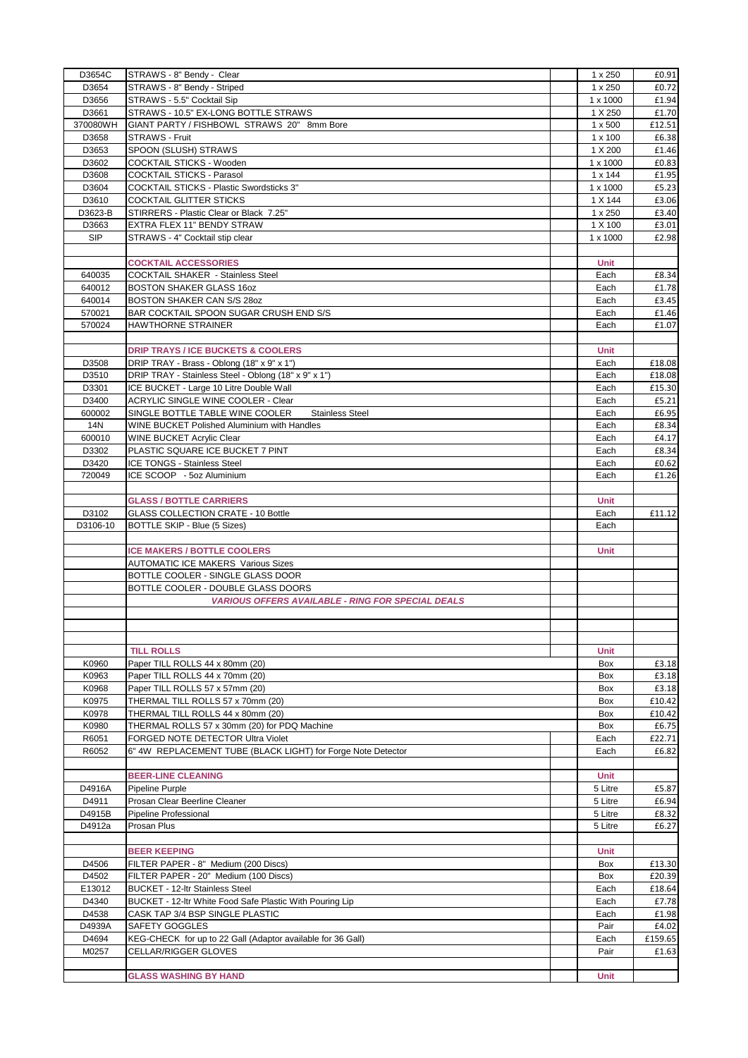| | | | | |
|---|---|---|---|---|
| D3654C | STRAWS - 8" Bendy - Clear | | 1 x 250 | £0.91 |
| D3654 | STRAWS - 8" Bendy - Striped | | 1 x 250 | £0.72 |
| D3656 | STRAWS - 5.5" Cocktail Sip | | 1 x 1000 | £1.94 |
| D3661 | STRAWS - 10.5" EX-LONG BOTTLE STRAWS | | 1 X 250 | £1.70 |
| 370080WH | GIANT PARTY / FISHBOWL STRAWS 20" 8mm Bore | | 1 x 500 | £12.51 |
| D3658 | STRAWS - Fruit | | 1 x 100 | £6.38 |
| D3653 | SPOON (SLUSH) STRAWS | | 1 X 200 | £1.46 |
| D3602 | COCKTAIL STICKS - Wooden | | 1 x 1000 | £0.83 |
| D3608 | COCKTAIL STICKS - Parasol | | 1 x 144 | £1.95 |
| D3604 | COCKTAIL STICKS - Plastic Swordsticks 3" | | 1 x 1000 | £5.23 |
| D3610 | COCKTAIL GLITTER STICKS | | 1 X 144 | £3.06 |
| D3623-B | STIRRERS - Plastic Clear or Black 7.25" | | 1 x 250 | £3.40 |
| D3663 | EXTRA FLEX 11" BENDY STRAW | | 1 X 100 | £3.01 |
| SIP | STRAWS - 4" Cocktail stip clear | | 1 x 1000 | £2.98 |
| | | | | |
| | **COCKTAIL ACCESSORIES** | | **Unit** | |
| 640035 | COCKTAIL SHAKER - Stainless Steel | | Each | £8.34 |
| 640012 | BOSTON SHAKER GLASS 16oz | | Each | £1.78 |
| 640014 | BOSTON SHAKER CAN S/S 28oz | | Each | £3.45 |
| 570021 | BAR COCKTAIL SPOON SUGAR CRUSH END S/S | | Each | £1.46 |
| 570024 | HAWTHORNE STRAINER | | Each | £1.07 |
| | | | | |
| | **DRIP TRAYS / ICE BUCKETS & COOLERS** | | **Unit** | |
| D3508 | DRIP TRAY - Brass - Oblong (18" x 9" x 1") | | Each | £18.08 |
| D3510 | DRIP TRAY - Stainless Steel - Oblong (18" x 9" x 1") | | Each | £18.08 |
| D3301 | ICE BUCKET - Large 10 Litre Double Wall | | Each | £15.30 |
| D3400 | ACRYLIC SINGLE WINE COOLER - Clear | | Each | £5.21 |
| 600002 | SINGLE BOTTLE TABLE WINE COOLER Stainless Steel | | Each | £6.95 |
| 14N | WINE BUCKET Polished Aluminium with Handles | | Each | £8.34 |
| 600010 | WINE BUCKET Acrylic Clear | | Each | £4.17 |
| D3302 | PLASTIC SQUARE ICE BUCKET 7 PINT | | Each | £8.34 |
| D3420 | ICE TONGS - Stainless Steel | | Each | £0.62 |
| 720049 | ICE SCOOP - 5oz Aluminium | | Each | £1.26 |
| | | | | |
| | **GLASS / BOTTLE CARRIERS** | | **Unit** | |
| D3102 | GLASS COLLECTION CRATE - 10 Bottle | | Each | £11.12 |
| D3106-10 | BOTTLE SKIP - Blue (5 Sizes) | | Each | |
| | | | | |
| | **ICE MAKERS / BOTTLE COOLERS** | | **Unit** | |
| | AUTOMATIC ICE MAKERS Various Sizes | | | |
| | BOTTLE COOLER - SINGLE GLASS DOOR | | | |
| | BOTTLE COOLER - DOUBLE GLASS DOORS | | | |
| | ***VARIOUS OFFERS AVAILABLE - RING FOR SPECIAL DEALS*** | | | |
| | | | | |
| | | | | |
| | | | | |
| | **TILL ROLLS** | | **Unit** | |
| K0960 | Paper TILL ROLLS 44 x 80mm (20) | | Box | £3.18 |
| K0963 | Paper TILL ROLLS 44 x 70mm (20) | | Box | £3.18 |
| K0968 | Paper TILL ROLLS 57 x 57mm (20) | | Box | £3.18 |
| K0975 | THERMAL TILL ROLLS 57 x 70mm (20) | | Box | £10.42 |
| K0978 | THERMAL TILL ROLLS 44 x 80mm (20) | | Box | £10.42 |
| K0980 | THERMAL ROLLS 57 x 30mm (20) for PDQ Machine | | Box | £6.75 |
| R6051 | FORGED NOTE DETECTOR Ultra Violet | | Each | £22.71 |
| R6052 | 6" 4W REPLACEMENT TUBE (BLACK LIGHT) for Forge Note Detector | | Each | £6.82 |
| | | | | |
| | **BEER-LINE CLEANING** | | **Unit** | |
| D4916A | Pipeline Purple | | 5 Litre | £5.87 |
| D4911 | Prosan Clear Beerline Cleaner | | 5 Litre | £6.94 |
| D4915B | Pipeline Professional | | 5 Litre | £8.32 |
| D4912a | Prosan Plus | | 5 Litre | £6.27 |
| | | | | |
| | **BEER KEEPING** | | **Unit** | |
| D4506 | FILTER PAPER - 8" Medium (200 Discs) | | Box | £13.30 |
| D4502 | FILTER PAPER - 20" Medium (100 Discs) | | Box | £20.39 |
| E13012 | BUCKET - 12-ltr Stainless Steel | | Each | £18.64 |
| D4340 | BUCKET - 12-ltr White Food Safe Plastic With Pouring Lip | | Each | £7.78 |
| D4538 | CASK TAP 3/4 BSP SINGLE PLASTIC | | Each | £1.98 |
| D4939A | SAFETY GOGGLES | | Pair | £4.02 |
| D4694 | KEG-CHECK for up to 22 Gall (Adaptor available for 36 Gall) | | Each | £159.65 |
| M0257 | CELLAR/RIGGER GLOVES | | Pair | £1.63 |
| | | | | |
| | **GLASS WASHING BY HAND** | | **Unit** | |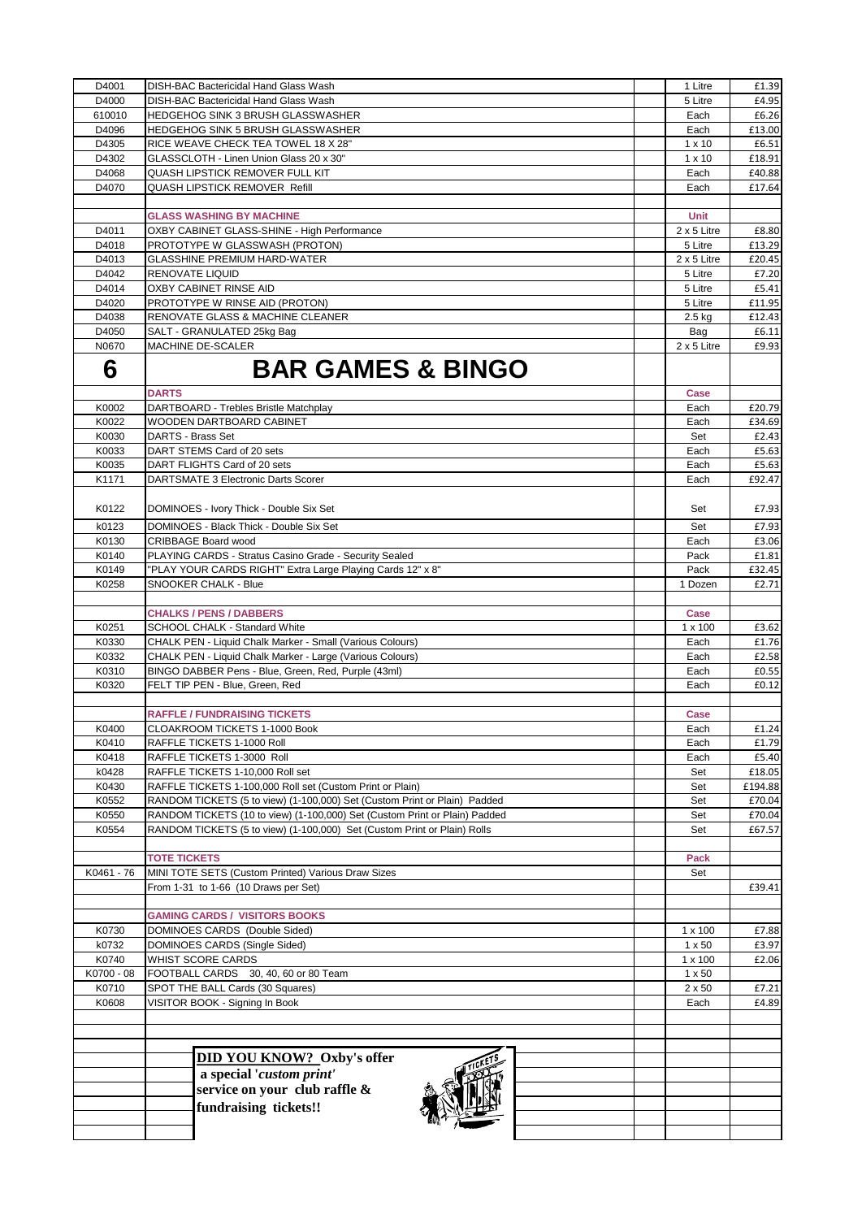| | | | | |
|---|---|---|---|---|
| D4001 | DISH-BAC Bactericidal Hand Glass Wash | | 1 Litre | £1.39 |
| D4000 | DISH-BAC Bactericidal Hand Glass Wash | | 5 Litre | £4.95 |
| 610010 | HEDGEHOG SINK 3 BRUSH GLASSWASHER | | Each | £6.26 |
| D4096 | HEDGEHOG SINK 5 BRUSH GLASSWASHER | | Each | £13.00 |
| D4305 | RICE WEAVE CHECK TEA TOWEL 18 X 28" | | 1 x 10 | £6.51 |
| D4302 | GLASSCLOTH - Linen Union Glass 20 x 30" | | 1 x 10 | £18.91 |
| D4068 | QUASH LIPSTICK REMOVER FULL KIT | | Each | £40.88 |
| D4070 | QUASH LIPSTICK REMOVER Refill | | Each | £17.64 |
| | | | | |
| | **GLASS WASHING BY MACHINE** | | **Unit** | |
| D4011 | OXBY CABINET GLASS-SHINE - High Performance | | 2 x 5 Litre | £8.80 |
| D4018 | PROTOTYPE W GLASSWASH (PROTON) | | 5 Litre | £13.29 |
| D4013 | GLASSHINE PREMIUM HARD-WATER | | 2 x 5 Litre | £20.45 |
| D4042 | RENOVATE LIQUID | | 5 Litre | £7.20 |
| D4014 | OXBY CABINET RINSE AID | | 5 Litre | £5.41 |
| D4020 | PROTOTYPE W RINSE AID (PROTON) | | 5 Litre | £11.95 |
| D4038 | RENOVATE GLASS & MACHINE CLEANER | | 2.5 kg | £12.43 |
| D4050 | SALT - GRANULATED 25kg Bag | | Bag | £6.11 |
| N0670 | MACHINE DE-SCALER | | 2 x 5 Litre | £9.93 |
| **6** | **BAR GAMES & BINGO** | | | |
| | **DARTS** | | **Case** | |
| K0002 | DARTBOARD - Trebles Bristle Matchplay | | Each | £20.79 |
| K0022 | WOODEN DARTBOARD CABINET | | Each | £34.69 |
| K0030 | DARTS - Brass Set | | Set | £2.43 |
| K0033 | DART STEMS Card of 20 sets | | Each | £5.63 |
| K0035 | DART FLIGHTS Card of 20 sets | | Each | £5.63 |
| K1171 | DARTSMATE 3 Electronic Darts Scorer | | Each | £92.47 |
| | | | | |
| K0122 | DOMINOES - Ivory Thick - Double Six Set | | Set | £7.93 |
| k0123 | DOMINOES - Black Thick - Double Six Set | | Set | £7.93 |
| K0130 | CRIBBAGE Board wood | | Each | £3.06 |
| K0140 | PLAYING CARDS - Stratus Casino Grade - Security Sealed | | Pack | £1.81 |
| K0149 | "PLAY YOUR CARDS RIGHT" Extra Large Playing Cards 12" x 8" | | Pack | £32.45 |
| K0258 | SNOOKER CHALK - Blue | | 1 Dozen | £2.71 |
| | | | | |
| | **CHALKS / PENS / DABBERS** | | **Case** | |
| K0251 | SCHOOL CHALK - Standard White | | 1 x 100 | £3.62 |
| K0330 | CHALK PEN - Liquid Chalk Marker - Small (Various Colours) | | Each | £1.76 |
| K0332 | CHALK PEN - Liquid Chalk Marker - Large (Various Colours) | | Each | £2.58 |
| K0310 | BINGO DABBER Pens - Blue, Green, Red, Purple (43ml) | | Each | £0.55 |
| K0320 | FELT TIP PEN - Blue, Green, Red | | Each | £0.12 |
| | | | | |
| | **RAFFLE / FUNDRAISING TICKETS** | | **Case** | |
| K0400 | CLOAKROOM TICKETS 1-1000 Book | | Each | £1.24 |
| K0410 | RAFFLE TICKETS 1-1000 Roll | | Each | £1.79 |
| K0418 | RAFFLE TICKETS 1-3000 Roll | | Each | £5.40 |
| k0428 | RAFFLE TICKETS 1-10,000 Roll set | | Set | £18.05 |
| K0430 | RAFFLE TICKETS 1-100,000 Roll set (Custom Print or Plain) | | Set | £194.88 |
| K0552 | RANDOM TICKETS (5 to view) (1-100,000) Set (Custom Print or Plain) Padded | | Set | £70.04 |
| K0550 | RANDOM TICKETS (10 to view) (1-100,000) Set (Custom Print or Plain) Padded | | Set | £70.04 |
| K0554 | RANDOM TICKETS (5 to view) (1-100,000) Set (Custom Print or Plain) Rolls | | Set | £67.57 |
| | | | | |
| | **TOTE TICKETS** | | **Pack** | |
| K0461 - 76 | MINI TOTE SETS (Custom Printed) Various Draw Sizes | | Set | |
| | From 1-31 to 1-66 (10 Draws per Set) | | | £39.41 |
| | | | | |
| | **GAMING CARDS / VISITORS BOOKS** | | | |
| K0730 | DOMINOES CARDS (Double Sided) | | 1 x 100 | £7.88 |
| k0732 | DOMINOES CARDS (Single Sided) | | 1 x 50 | £3.97 |
| K0740 | WHIST SCORE CARDS | | 1 x 100 | £2.06 |
| K0700 - 08 | FOOTBALL CARDS 30, 40, 60 or 80 Team | | 1 x 50 | |
| K0710 | SPOT THE BALL Cards (30 Squares) | | 2 x 50 | £7.21 |
| K0608 | VISITOR BOOK - Signing In Book | | Each | £4.89 |

**DID YOU KNOW? Oxby's offer a special '*custom print*' service on your club raffle & fundraising tickets!!**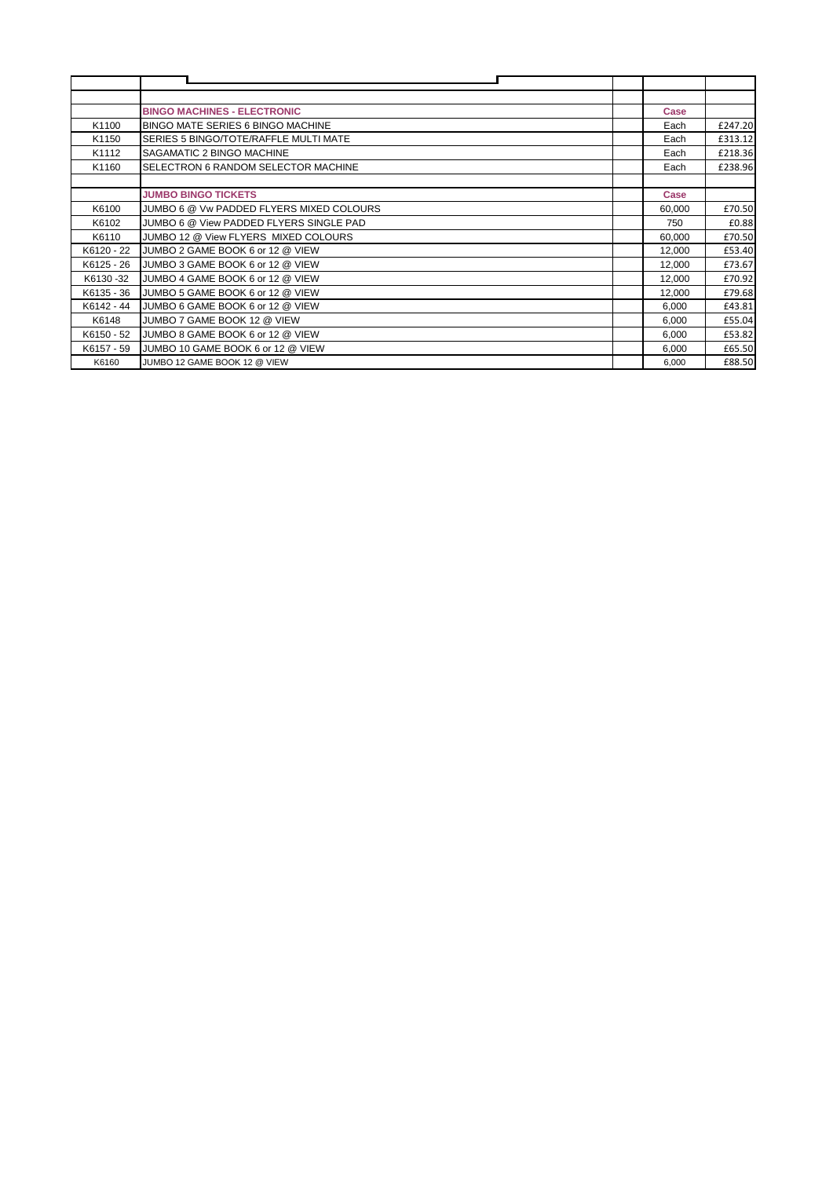| | | | | |
|---|---|---|---|---|
| | | | | |
| | **BINGO MACHINES - ELECTRONIC** | | **Case** | |
| K1100 | BINGO MATE SERIES 6 BINGO MACHINE | | Each | £247.20 |
| K1150 | SERIES 5 BINGO/TOTE/RAFFLE MULTI MATE | | Each | £313.12 |
| K1112 | SAGAMATIC 2 BINGO MACHINE | | Each | £218.36 |
| K1160 | SELECTRON 6 RANDOM SELECTOR MACHINE | | Each | £238.96 |
| | | | | |
| | **JUMBO BINGO TICKETS** | | **Case** | |
| K6100 | JUMBO 6 @ Vw PADDED FLYERS MIXED COLOURS | | 60,000 | £70.50 |
| K6102 | JUMBO 6 @ View PADDED FLYERS SINGLE PAD | | 750 | £0.88 |
| K6110 | JUMBO 12 @ View FLYERS MIXED COLOURS | | 60,000 | £70.50 |
| K6120 - 22 | JUMBO 2 GAME BOOK 6 or 12 @ VIEW | | 12,000 | £53.40 |
| K6125 - 26 | JUMBO 3 GAME BOOK 6 or 12 @ VIEW | | 12,000 | £73.67 |
| K6130 -32 | JUMBO 4 GAME BOOK 6 or 12 @ VIEW | | 12,000 | £70.92 |
| K6135 - 36 | JUMBO 5 GAME BOOK 6 or 12 @ VIEW | | 12,000 | £79.68 |
| K6142 - 44 | JUMBO 6 GAME BOOK 6 or 12 @ VIEW | | 6,000 | £43.81 |
| K6148 | JUMBO 7 GAME BOOK 12 @ VIEW | | 6,000 | £55.04 |
| K6150 - 52 | JUMBO 8 GAME BOOK 6 or 12 @ VIEW | | 6,000 | £53.82 |
| K6157 - 59 | JUMBO 10 GAME BOOK 6 or 12 @ VIEW | | 6,000 | £65.50 |
| K6160 | JUMBO 12 GAME BOOK 12 @ VIEW | | 6,000 | £88.50 |